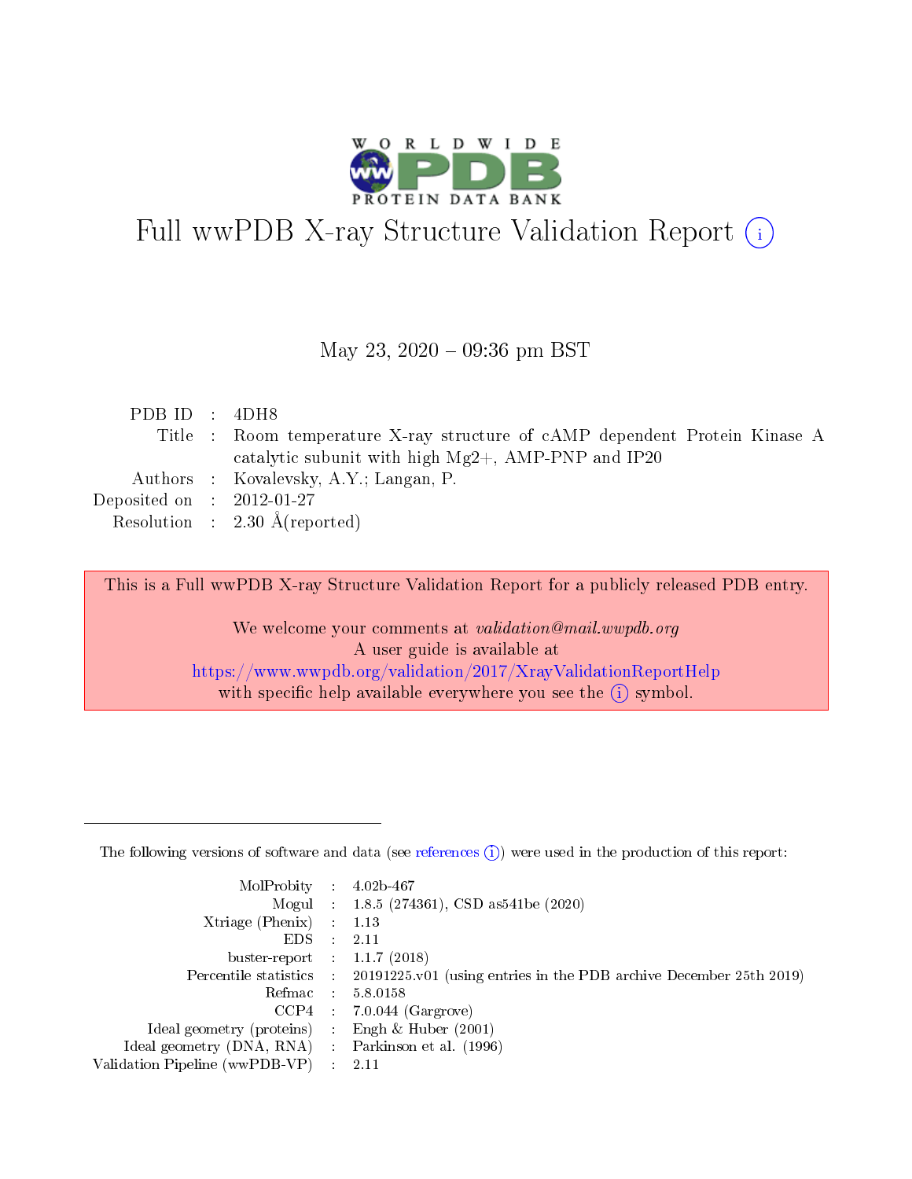# Full wwPDB X-ray Structure Validation Report ⓘ

May 23, 2020 – 09:36 pm BST

| | | |
|---|---|---|
| PDB ID | : | 4DH8 |
| Title | : | Room temperature X-ray structure of cAMP dependent Protein Kinase A catalytic subunit with high Mg2+, AMP-PNP and IP20 |
| Authors | : | Kovalevsky, A.Y.; Langan, P. |
| Deposited on | : | 2012-01-27 |
| Resolution | : | 2.30 Å(reported) |

This is a Full wwPDB X-ray Structure Validation Report for a publicly released PDB entry.

We welcome your comments at *validation@mail.wwpdb.org*
A user guide is available at
https://www.wwpdb.org/validation/2017/XrayValidationReportHelp
with specific help available everywhere you see the ⓘ symbol.

---

The following versions of software and data (see references ⓘ) were used in the production of this report:

| | | |
|---|---|---|
| MolProbity | : | 4.02b-467 |
| Mogul | : | 1.8.5 (274361), CSD as541be (2020) |
| Xtriage (Phenix) | : | 1.13 |
| EDS | : | 2.11 |
| buster-report | : | 1.1.7 (2018) |
| Percentile statistics | : | 20191225.v01 (using entries in the PDB archive December 25th 2019) |
| Refmac | : | 5.8.0158 |
| CCP4 | : | 7.0.044 (Gargrove) |
| Ideal geometry (proteins) | : | Engh & Huber (2001) |
| Ideal geometry (DNA, RNA) | : | Parkinson et al. (1996) |
| Validation Pipeline (wwPDB-VP) | : | 2.11 |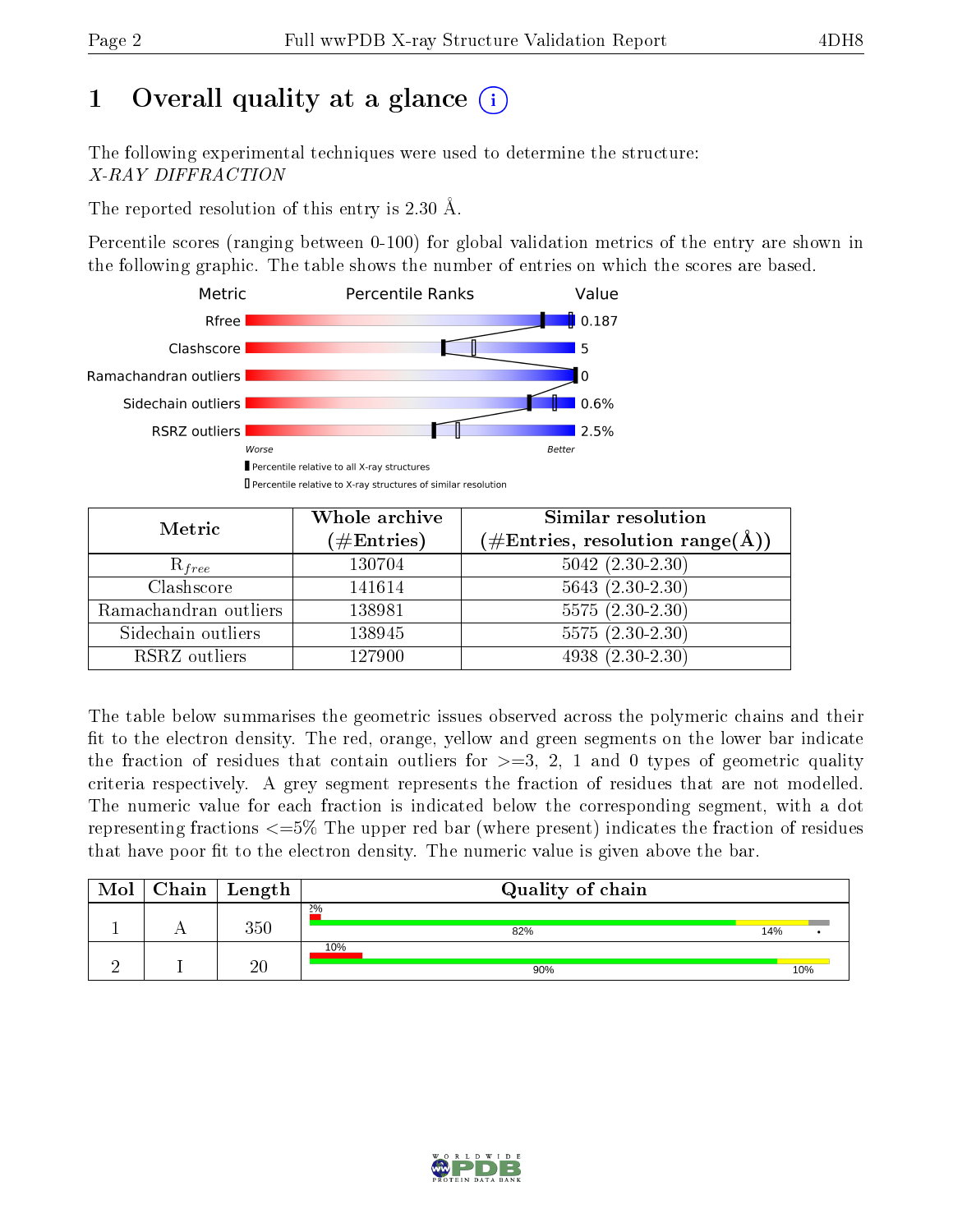# 1 Overall quality at a glance (i)

The following experimental techniques were used to determine the structure:
*X-RAY DIFFRACTION*

The reported resolution of this entry is 2.30 Å.

Percentile scores (ranging between 0-100) for global validation metrics of the entry are shown in the following graphic. The table shows the number of entries on which the scores are based.

| Metric | Value |
|---|---|
| Rfree | 0.187 |
| Clashscore | 5 |
| Ramachandran outliers | 0 |
| Sidechain outliers | 0.6% |
| RSRZ outliers | 2.5% |

Worse — Better

▮ Percentile relative to all X-ray structures
▯ Percentile relative to X-ray structures of similar resolution

| Metric | Whole archive (#Entries) | Similar resolution (#Entries, resolution range(Å)) |
|---|---|---|
| $R_{free}$ | 130704 | 5042 (2.30-2.30) |
| Clashscore | 141614 | 5643 (2.30-2.30) |
| Ramachandran outliers | 138981 | 5575 (2.30-2.30) |
| Sidechain outliers | 138945 | 5575 (2.30-2.30) |
| RSRZ outliers | 127900 | 4938 (2.30-2.30) |

The table below summarises the geometric issues observed across the polymeric chains and their fit to the electron density. The red, orange, yellow and green segments on the lower bar indicate the fraction of residues that contain outliers for >=3, 2, 1 and 0 types of geometric quality criteria respectively. A grey segment represents the fraction of residues that are not modelled. The numeric value for each fraction is indicated below the corresponding segment, with a dot representing fractions <=5% The upper red bar (where present) indicates the fraction of residues that have poor fit to the electron density. The numeric value is given above the bar.

| Mol | Chain | Length | Quality of chain |
|---|---|---|---|
| 1 | A | 350 | 2%; 82%, 14%, • |
| 2 | I | 20 | 10%; 90%, 10% |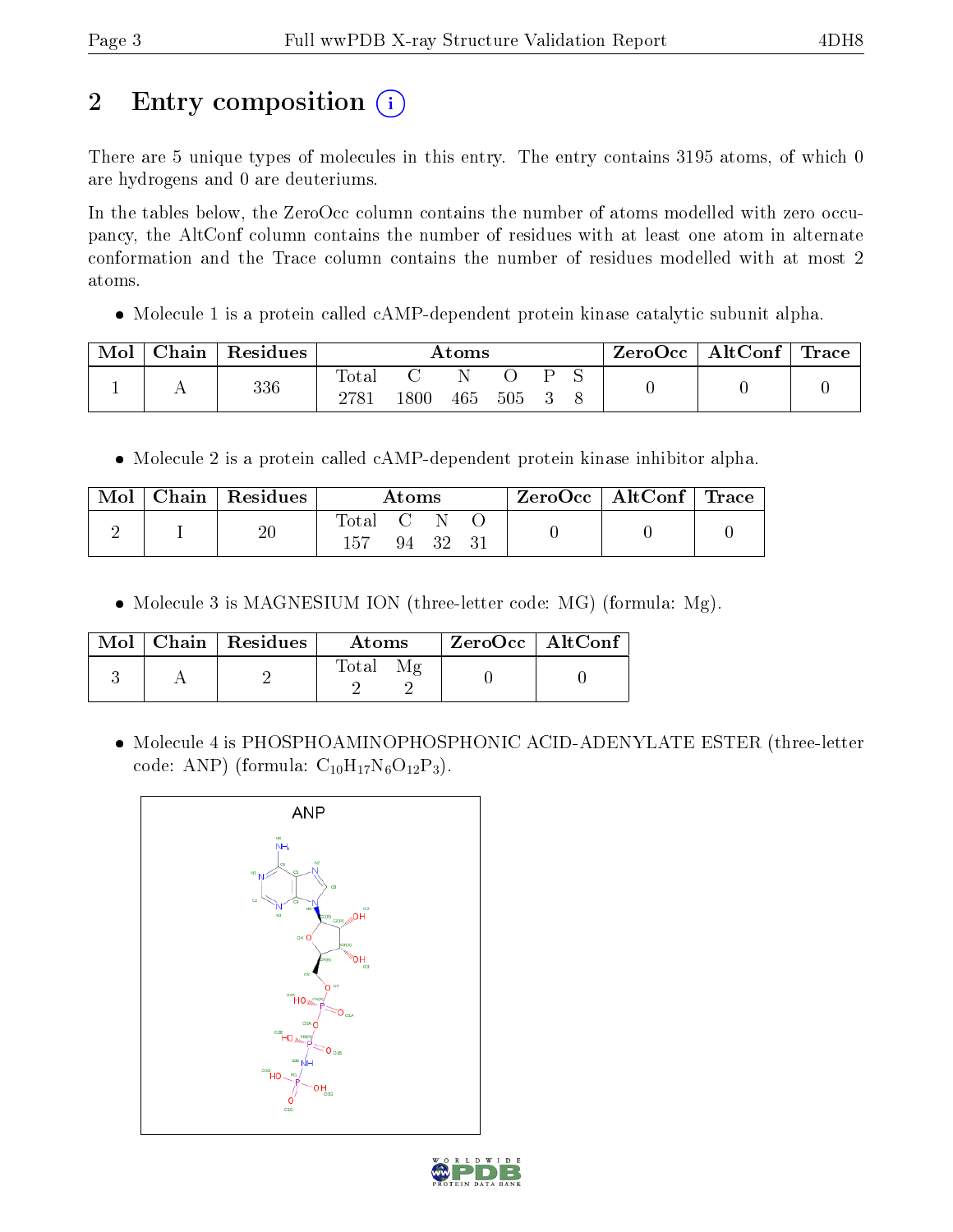## 2 Entry composition

There are 5 unique types of molecules in this entry. The entry contains 3195 atoms, of which 0 are hydrogens and 0 are deuteriums.

In the tables below, the ZeroOcc column contains the number of atoms modelled with zero occupancy, the AltConf column contains the number of residues with at least one atom in alternate conformation and the Trace column contains the number of residues modelled with at most 2 atoms.

- Molecule 1 is a protein called cAMP-dependent protein kinase catalytic subunit alpha.

| Mol | Chain | Residues | Atoms | | | | | | ZeroOcc | AltConf | Trace |
|---|---|---|---|---|---|---|---|---|---|---|---|
| 1 | A | 336 | Total 2781 | C 1800 | N 465 | O 505 | P 3 | S 8 | 0 | 0 | 0 |

- Molecule 2 is a protein called cAMP-dependent protein kinase inhibitor alpha.

| Mol | Chain | Residues | Atoms | | | | ZeroOcc | AltConf | Trace |
|---|---|---|---|---|---|---|---|---|---|
| 2 | I | 20 | Total 157 | C 94 | N 32 | O 31 | 0 | 0 | 0 |

- Molecule 3 is MAGNESIUM ION (three-letter code: MG) (formula: Mg).

| Mol | Chain | Residues | Atoms | | ZeroOcc | AltConf |
|---|---|---|---|---|---|---|
| 3 | A | 2 | Total 2 | Mg 2 | 0 | 0 |

- Molecule 4 is PHOSPHOAMINOPHOSPHONIC ACID-ADENYLATE ESTER (three-letter code: ANP) (formula: $C_{10}H_{17}N_6O_{12}P_3$).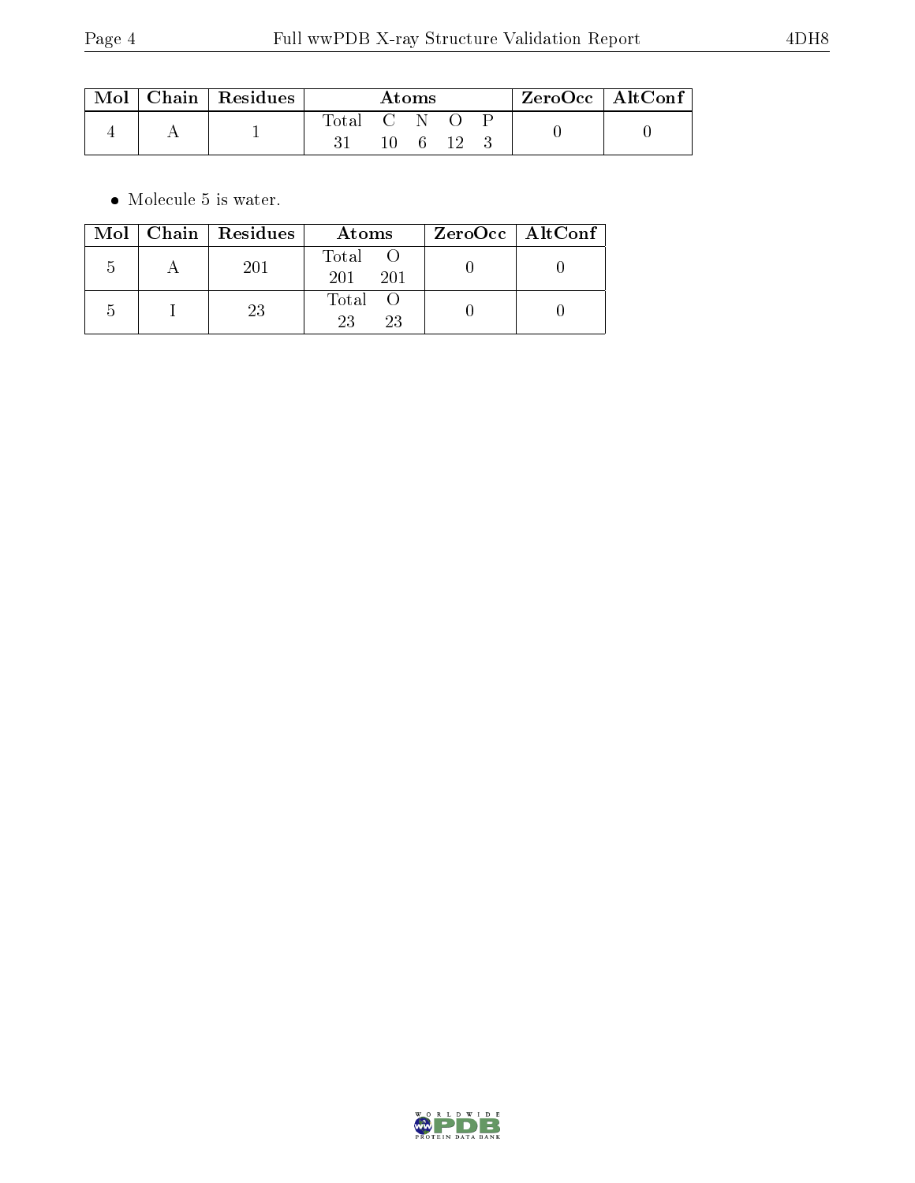| Mol | Chain | Residues | Atoms | | | | | ZeroOcc | AltConf |
|---|---|---|---|---|---|---|---|---|---|
| | | | Total | C | N | O | P | | |
| 4 | A | 1 | 31 | 10 | 6 | 12 | 3 | 0 | 0 |

- Molecule 5 is water.

| Mol | Chain | Residues | Atoms | | ZeroOcc | AltConf |
|---|---|---|---|---|---|---|
| | | | Total | O | | |
| 5 | A | 201 | 201 | 201 | 0 | 0 |
| 5 | I | 23 | 23 | 23 | 0 | 0 |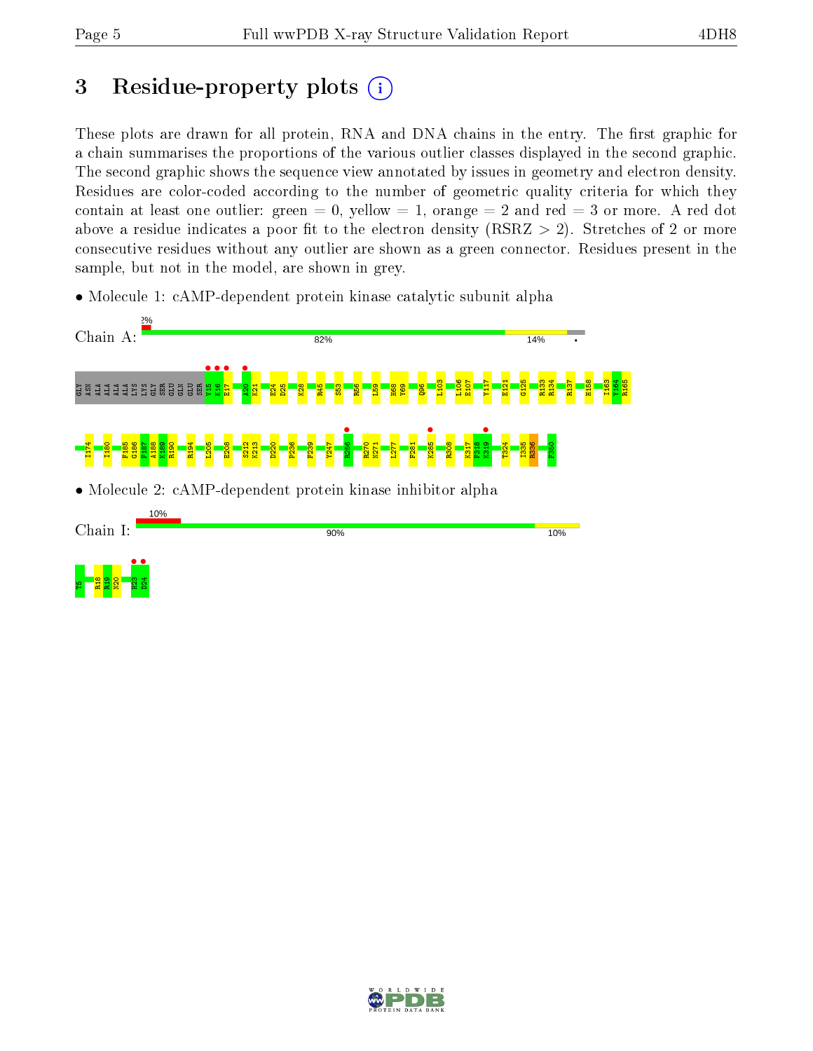# 3 Residue-property plots (i)

These plots are drawn for all protein, RNA and DNA chains in the entry. The first graphic for a chain summarises the proportions of the various outlier classes displayed in the second graphic. The second graphic shows the sequence view annotated by issues in geometry and electron density. Residues are color-coded according to the number of geometric quality criteria for which they contain at least one outlier: green = 0, yellow = 1, orange = 2 and red = 3 or more. A red dot above a residue indicates a poor fit to the electron density (RSRZ > 2). Stretches of 2 or more consecutive residues without any outlier are shown as a green connector. Residues present in the sample, but not in the model, are shown in grey.

- Molecule 1: cAMP-dependent protein kinase catalytic subunit alpha

Chain A: 2% | 82% | 14% | •

GLY ASN ALA ALA ALA ALA LYS LYS GLY SER GLU GLN GLU SER V15 K16 E17 A20 K21 E24 D25 K28 R45 S53 R56 L59 H68 Y69 Q96 L103 L106 E107 Y117 E121 G125 R133 R134 R137 H158 I163 Y164 R165

I174 I180 F185 G186 F187 A188 K189 R190 R194 L205 E208 S212 K213 D220 P236 F239 Y247 R256 R270 N271 L277 P281 K285 R308 K317 F318 K319 T324 I335 R336 F350

- Molecule 2: cAMP-dependent protein kinase inhibitor alpha

Chain I: 10% | 90% | 10%

T5 R18 R19 N20 H23 D24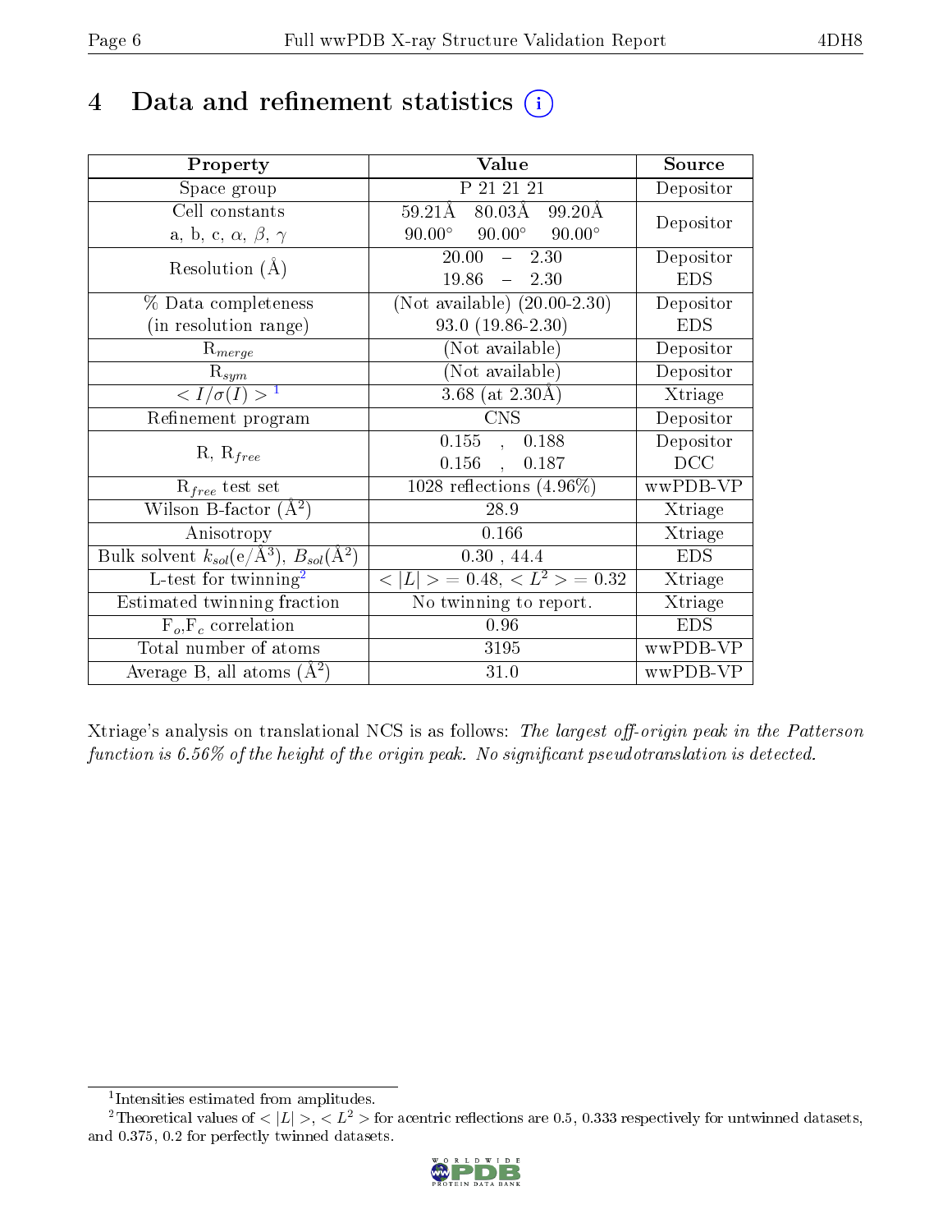# 4 Data and refinement statistics (i)

| Property | Value | Source |
|---|---|---|
| Space group | P 21 21 21 | Depositor |
| Cell constants<br>a, b, c, $\alpha$, $\beta$, $\gamma$ | 59.21Å 80.03Å 99.20Å<br>90.00° 90.00° 90.00° | Depositor |
| Resolution (Å) | 20.00 – 2.30<br>19.86 – 2.30 | Depositor<br>EDS |
| % Data completeness<br>(in resolution range) | (Not available) (20.00-2.30)<br>93.0 (19.86-2.30) | Depositor<br>EDS |
| $R_{merge}$ | (Not available) | Depositor |
| $R_{sym}$ | (Not available) | Depositor |
| $< I/\sigma(I) >$ [1] | 3.68 (at 2.30Å) | Xtriage |
| Refinement program | CNS | Depositor |
| R, $R_{free}$ | 0.155 , 0.188<br>0.156 , 0.187 | Depositor<br>DCC |
| $R_{free}$ test set | 1028 reflections (4.96%) | wwPDB-VP |
| Wilson B-factor (Å$^2$) | 28.9 | Xtriage |
| Anisotropy | 0.166 | Xtriage |
| Bulk solvent $k_{sol}$(e/Å$^3$), $B_{sol}$(Å$^2$) | 0.30 , 44.4 | EDS |
| L-test for twinning[2] | $< \|L\| >$ = 0.48, $< L^2 >$ = 0.32 | Xtriage |
| Estimated twinning fraction | No twinning to report. | Xtriage |
| $F_o$,$F_c$ correlation | 0.96 | EDS |
| Total number of atoms | 3195 | wwPDB-VP |
| Average B, all atoms (Å$^2$) | 31.0 | wwPDB-VP |

Xtriage's analysis on translational NCS is as follows: *The largest off-origin peak in the Patterson function is 6.56% of the height of the origin peak. No significant pseudotranslation is detected.*

[1] Intensities estimated from amplitudes.

[2] Theoretical values of $< |L| >$, $< L^2 >$ for acentric reflections are 0.5, 0.333 respectively for untwinned datasets, and 0.375, 0.2 for perfectly twinned datasets.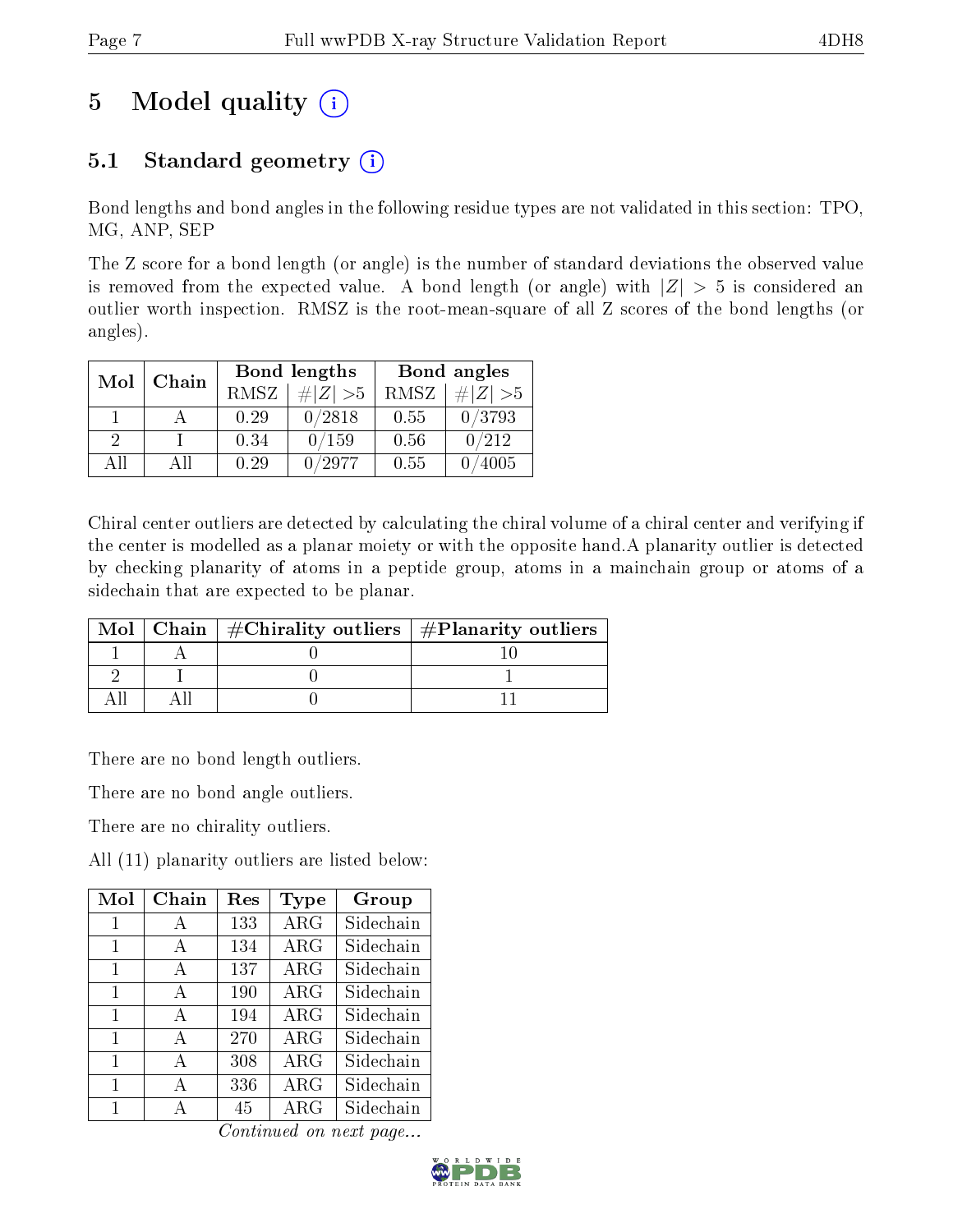# 5 Model quality (i)

## 5.1 Standard geometry (i)

Bond lengths and bond angles in the following residue types are not validated in this section: TPO, MG, ANP, SEP

The Z score for a bond length (or angle) is the number of standard deviations the observed value is removed from the expected value. A bond length (or angle) with $|Z| > 5$ is considered an outlier worth inspection. RMSZ is the root-mean-square of all Z scores of the bond lengths (or angles).

| Mol | Chain | Bond lengths | | Bond angles | |
|---|---|---|---|---|---|
| | | RMSZ | #\|Z\| >5 | RMSZ | #\|Z\| >5 |
| 1 | A | 0.29 | 0/2818 | 0.55 | 0/3793 |
| 2 | I | 0.34 | 0/159 | 0.56 | 0/212 |
| All | All | 0.29 | 0/2977 | 0.55 | 0/4005 |

Chiral center outliers are detected by calculating the chiral volume of a chiral center and verifying if the center is modelled as a planar moiety or with the opposite hand.A planarity outlier is detected by checking planarity of atoms in a peptide group, atoms in a mainchain group or atoms of a sidechain that are expected to be planar.

| Mol | Chain | #Chirality outliers | #Planarity outliers |
|---|---|---|---|
| 1 | A | 0 | 10 |
| 2 | I | 0 | 1 |
| All | All | 0 | 11 |

There are no bond length outliers.

There are no bond angle outliers.

There are no chirality outliers.

All (11) planarity outliers are listed below:

| Mol | Chain | Res | Type | Group |
|---|---|---|---|---|
| 1 | A | 133 | ARG | Sidechain |
| 1 | A | 134 | ARG | Sidechain |
| 1 | A | 137 | ARG | Sidechain |
| 1 | A | 190 | ARG | Sidechain |
| 1 | A | 194 | ARG | Sidechain |
| 1 | A | 270 | ARG | Sidechain |
| 1 | A | 308 | ARG | Sidechain |
| 1 | A | 336 | ARG | Sidechain |
| 1 | A | 45 | ARG | Sidechain |

*Continued on next page...*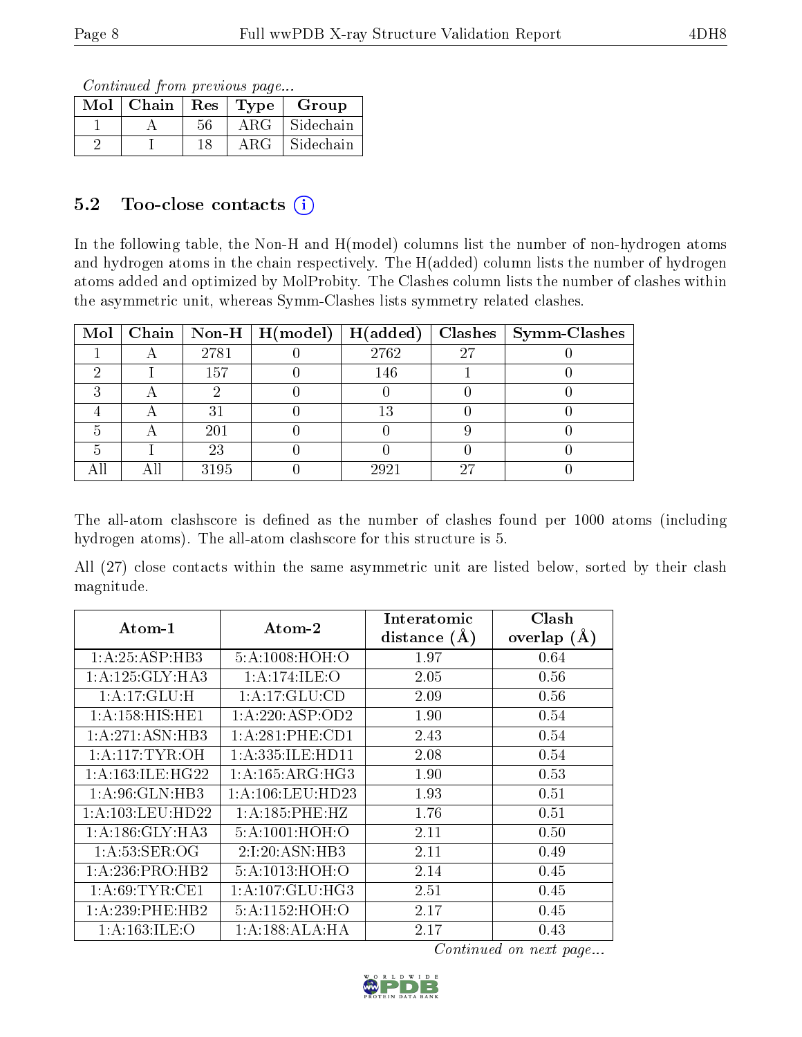*Continued from previous page...*

| Mol | Chain | Res | Type | Group |
|---|---|---|---|---|
| 1 | A | 56 | ARG | Sidechain |
| 2 | I | 18 | ARG | Sidechain |

## 5.2 Too-close contacts

In the following table, the Non-H and H(model) columns list the number of non-hydrogen atoms and hydrogen atoms in the chain respectively. The H(added) column lists the number of hydrogen atoms added and optimized by MolProbity. The Clashes column lists the number of clashes within the asymmetric unit, whereas Symm-Clashes lists symmetry related clashes.

| Mol | Chain | Non-H | H(model) | H(added) | Clashes | Symm-Clashes |
|---|---|---|---|---|---|---|
| 1 | A | 2781 | 0 | 2762 | 27 | 0 |
| 2 | I | 157 | 0 | 146 | 1 | 0 |
| 3 | A | 2 | 0 | 0 | 0 | 0 |
| 4 | A | 31 | 0 | 13 | 0 | 0 |
| 5 | A | 201 | 0 | 0 | 9 | 0 |
| 5 | I | 23 | 0 | 0 | 0 | 0 |
| All | All | 3195 | 0 | 2921 | 27 | 0 |

The all-atom clashscore is defined as the number of clashes found per 1000 atoms (including hydrogen atoms). The all-atom clashscore for this structure is 5.

All (27) close contacts within the same asymmetric unit are listed below, sorted by their clash magnitude.

| Atom-1 | Atom-2 | Interatomic distance (Å) | Clash overlap (Å) |
|---|---|---|---|
| 1:A:25:ASP:HB3 | 5:A:1008:HOH:O | 1.97 | 0.64 |
| 1:A:125:GLY:HA3 | 1:A:174:ILE:O | 2.05 | 0.56 |
| 1:A:17:GLU:H | 1:A:17:GLU:CD | 2.09 | 0.56 |
| 1:A:158:HIS:HE1 | 1:A:220:ASP:OD2 | 1.90 | 0.54 |
| 1:A:271:ASN:HB3 | 1:A:281:PHE:CD1 | 2.43 | 0.54 |
| 1:A:117:TYR:OH | 1:A:335:ILE:HD11 | 2.08 | 0.54 |
| 1:A:163:ILE:HG22 | 1:A:165:ARG:HG3 | 1.90 | 0.53 |
| 1:A:96:GLN:HB3 | 1:A:106:LEU:HD23 | 1.93 | 0.51 |
| 1:A:103:LEU:HD22 | 1:A:185:PHE:HZ | 1.76 | 0.51 |
| 1:A:186:GLY:HA3 | 5:A:1001:HOH:O | 2.11 | 0.50 |
| 1:A:53:SER:OG | 2:I:20:ASN:HB3 | 2.11 | 0.49 |
| 1:A:236:PRO:HB2 | 5:A:1013:HOH:O | 2.14 | 0.45 |
| 1:A:69:TYR:CE1 | 1:A:107:GLU:HG3 | 2.51 | 0.45 |
| 1:A:239:PHE:HB2 | 5:A:1152:HOH:O | 2.17 | 0.45 |
| 1:A:163:ILE:O | 1:A:188:ALA:HA | 2.17 | 0.43 |

*Continued on next page...*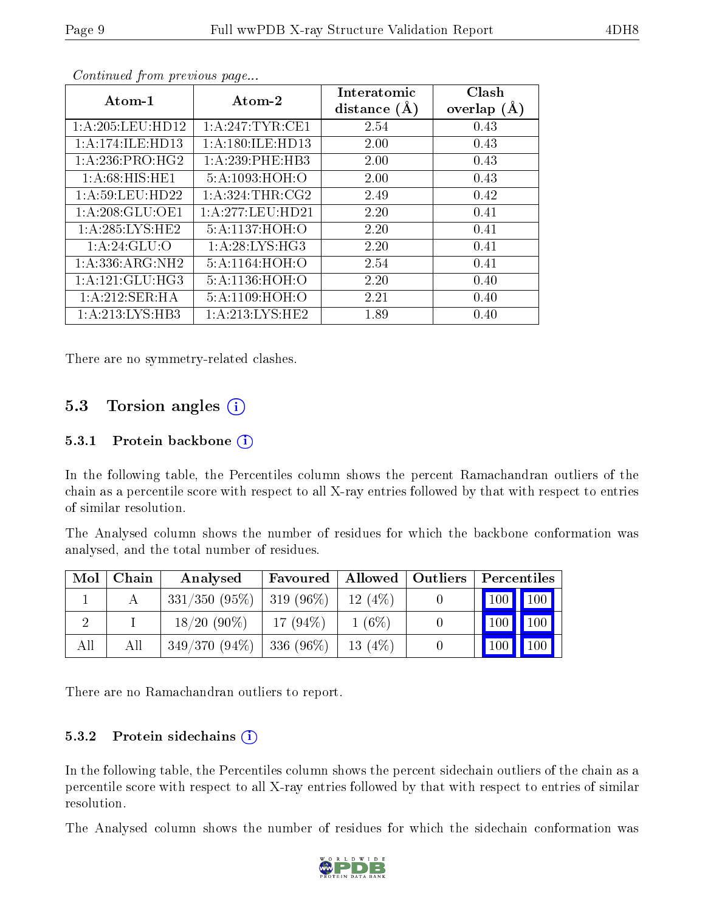*Continued from previous page...*

| Atom-1 | Atom-2 | Interatomic distance (Å) | Clash overlap (Å) |
|---|---|---|---|
| 1:A:205:LEU:HD12 | 1:A:247:TYR:CE1 | 2.54 | 0.43 |
| 1:A:174:ILE:HD13 | 1:A:180:ILE:HD13 | 2.00 | 0.43 |
| 1:A:236:PRO:HG2 | 1:A:239:PHE:HB3 | 2.00 | 0.43 |
| 1:A:68:HIS:HE1 | 5:A:1093:HOH:O | 2.00 | 0.43 |
| 1:A:59:LEU:HD22 | 1:A:324:THR:CG2 | 2.49 | 0.42 |
| 1:A:208:GLU:OE1 | 1:A:277:LEU:HD21 | 2.20 | 0.41 |
| 1:A:285:LYS:HE2 | 5:A:1137:HOH:O | 2.20 | 0.41 |
| 1:A:24:GLU:O | 1:A:28:LYS:HG3 | 2.20 | 0.41 |
| 1:A:336:ARG:NH2 | 5:A:1164:HOH:O | 2.54 | 0.41 |
| 1:A:121:GLU:HG3 | 5:A:1136:HOH:O | 2.20 | 0.40 |
| 1:A:212:SER:HA | 5:A:1109:HOH:O | 2.21 | 0.40 |
| 1:A:213:LYS:HB3 | 1:A:213:LYS:HE2 | 1.89 | 0.40 |

There are no symmetry-related clashes.

## 5.3 Torsion angles

### 5.3.1 Protein backbone

In the following table, the Percentiles column shows the percent Ramachandran outliers of the chain as a percentile score with respect to all X-ray entries followed by that with respect to entries of similar resolution.

The Analysed column shows the number of residues for which the backbone conformation was analysed, and the total number of residues.

| Mol | Chain | Analysed | Favoured | Allowed | Outliers | Percentiles | |
|---|---|---|---|---|---|---|---|
| 1 | A | 331/350 (95%) | 319 (96%) | 12 (4%) | 0 | 100 | 100 |
| 2 | I | 18/20 (90%) | 17 (94%) | 1 (6%) | 0 | 100 | 100 |
| All | All | 349/370 (94%) | 336 (96%) | 13 (4%) | 0 | 100 | 100 |

There are no Ramachandran outliers to report.

### 5.3.2 Protein sidechains

In the following table, the Percentiles column shows the percent sidechain outliers of the chain as a percentile score with respect to all X-ray entries followed by that with respect to entries of similar resolution.

The Analysed column shows the number of residues for which the sidechain conformation was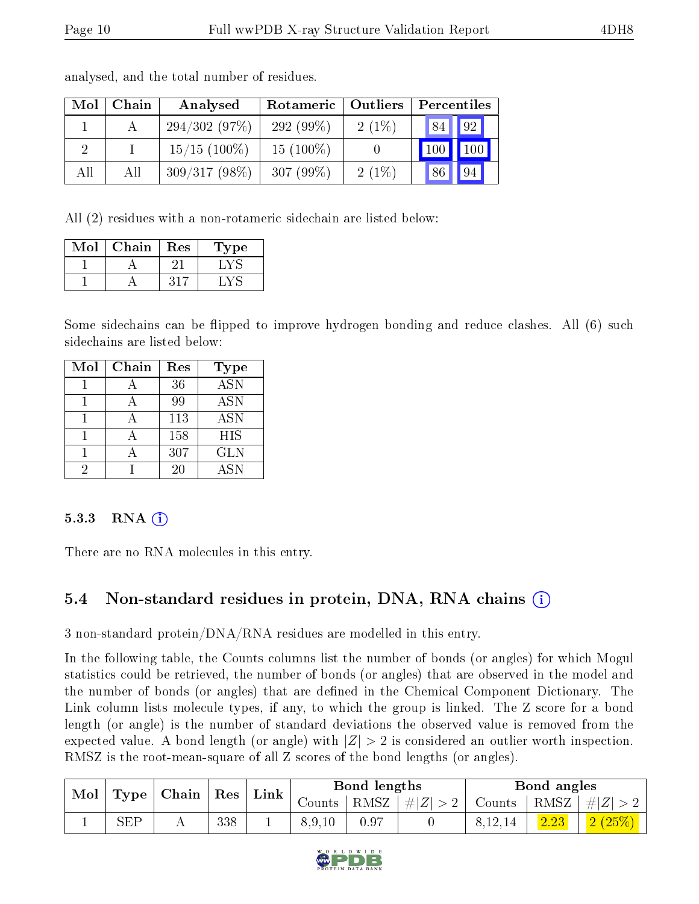analysed, and the total number of residues.

| Mol | Chain | Analysed | Rotameric | Outliers | Percentiles | |
|---|---|---|---|---|---|---|
| 1 | A | 294/302 (97%) | 292 (99%) | 2 (1%) | 84 | 92 |
| 2 | I | 15/15 (100%) | 15 (100%) | 0 | 100 | 100 |
| All | All | 309/317 (98%) | 307 (99%) | 2 (1%) | 86 | 94 |

All (2) residues with a non-rotameric sidechain are listed below:

| Mol | Chain | Res | Type |
|---|---|---|---|
| 1 | A | 21 | LYS |
| 1 | A | 317 | LYS |

Some sidechains can be flipped to improve hydrogen bonding and reduce clashes. All (6) such sidechains are listed below:

| Mol | Chain | Res | Type |
|---|---|---|---|
| 1 | A | 36 | ASN |
| 1 | A | 99 | ASN |
| 1 | A | 113 | ASN |
| 1 | A | 158 | HIS |
| 1 | A | 307 | GLN |
| 2 | I | 20 | ASN |

### 5.3.3 RNA

There are no RNA molecules in this entry.

## 5.4 Non-standard residues in protein, DNA, RNA chains

3 non-standard protein/DNA/RNA residues are modelled in this entry.

In the following table, the Counts columns list the number of bonds (or angles) for which Mogul statistics could be retrieved, the number of bonds (or angles) that are observed in the model and the number of bonds (or angles) that are defined in the Chemical Component Dictionary. The Link column lists molecule types, if any, to which the group is linked. The Z score for a bond length (or angle) is the number of standard deviations the observed value is removed from the expected value. A bond length (or angle) with $|Z| > 2$ is considered an outlier worth inspection. RMSZ is the root-mean-square of all Z scores of the bond lengths (or angles).

| Mol | Type | Chain | Res | Link | Bond lengths | | | Bond angles | | |
|---|---|---|---|---|---|---|---|---|---|---|
| | | | | | Counts | RMSZ | $\#\|Z\|>2$ | Counts | RMSZ | $\#\|Z\|>2$ |
| 1 | SEP | A | 338 | 1 | 8,9,10 | 0.97 | 0 | 8,12,14 | 2.23 | 2 (25%) |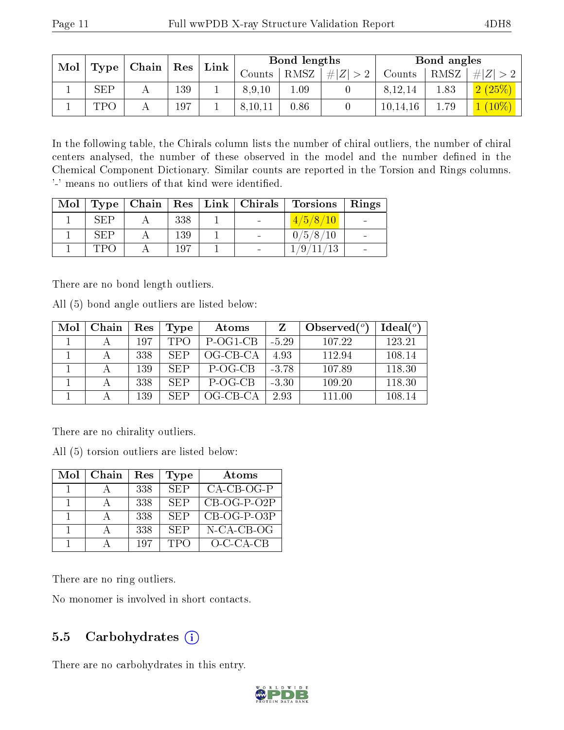| Mol | Type | Chain | Res | Link | Bond lengths | | | Bond angles | | |
|---|---|---|---|---|---|---|---|---|---|---|
| | | | | | Counts | RMSZ | $\#\|Z\|>2$ | Counts | RMSZ | $\#\|Z\|>2$ |
| 1 | SEP | A | 139 | 1 | 8,9,10 | 1.09 | 0 | 8,12,14 | 1.83 | 2 (25%) |
| 1 | TPO | A | 197 | 1 | 8,10,11 | 0.86 | 0 | 10,14,16 | 1.79 | 1 (10%) |

In the following table, the Chirals column lists the number of chiral outliers, the number of chiral centers analysed, the number of these observed in the model and the number defined in the Chemical Component Dictionary. Similar counts are reported in the Torsion and Rings columns. '-' means no outliers of that kind were identified.

| Mol | Type | Chain | Res | Link | Chirals | Torsions | Rings |
|---|---|---|---|---|---|---|---|
| 1 | SEP | A | 338 | 1 | - | 4/5/8/10 | - |
| 1 | SEP | A | 139 | 1 | - | 0/5/8/10 | - |
| 1 | TPO | A | 197 | 1 | - | 1/9/11/13 | - |

There are no bond length outliers.

All (5) bond angle outliers are listed below:

| Mol | Chain | Res | Type | Atoms | Z | Observed(°) | Ideal(°) |
|---|---|---|---|---|---|---|---|
| 1 | A | 197 | TPO | P-OG1-CB | -5.29 | 107.22 | 123.21 |
| 1 | A | 338 | SEP | OG-CB-CA | 4.93 | 112.94 | 108.14 |
| 1 | A | 139 | SEP | P-OG-CB | -3.78 | 107.89 | 118.30 |
| 1 | A | 338 | SEP | P-OG-CB | -3.30 | 109.20 | 118.30 |
| 1 | A | 139 | SEP | OG-CB-CA | 2.93 | 111.00 | 108.14 |

There are no chirality outliers.

All (5) torsion outliers are listed below:

| Mol | Chain | Res | Type | Atoms |
|---|---|---|---|---|
| 1 | A | 338 | SEP | CA-CB-OG-P |
| 1 | A | 338 | SEP | CB-OG-P-O2P |
| 1 | A | 338 | SEP | CB-OG-P-O3P |
| 1 | A | 338 | SEP | N-CA-CB-OG |
| 1 | A | 197 | TPO | O-C-CA-CB |

There are no ring outliers.

No monomer is involved in short contacts.

## 5.5 Carbohydrates

There are no carbohydrates in this entry.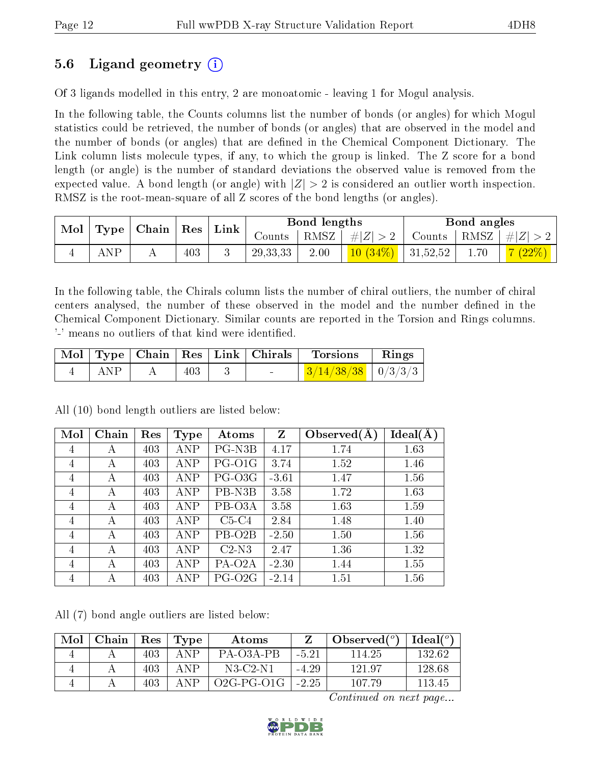## 5.6 Ligand geometry (i)

Of 3 ligands modelled in this entry, 2 are monoatomic - leaving 1 for Mogul analysis.

In the following table, the Counts columns list the number of bonds (or angles) for which Mogul statistics could be retrieved, the number of bonds (or angles) that are observed in the model and the number of bonds (or angles) that are defined in the Chemical Component Dictionary. The Link column lists molecule types, if any, to which the group is linked. The Z score for a bond length (or angle) is the number of standard deviations the observed value is removed from the expected value. A bond length (or angle) with $|Z| > 2$ is considered an outlier worth inspection. RMSZ is the root-mean-square of all Z scores of the bond lengths (or angles).

| Mol | Type | Chain | Res | Link | Bond lengths | | | Bond angles | | |
|---|---|---|---|---|---|---|---|---|---|---|
| | | | | | Counts | RMSZ | $\#\|Z\| > 2$ | Counts | RMSZ | $\#\|Z\| > 2$ |
| 4 | ANP | A | 403 | 3 | 29,33,33 | 2.00 | 10 (34%) | 31,52,52 | 1.70 | 7 (22%) |

In the following table, the Chirals column lists the number of chiral outliers, the number of chiral centers analysed, the number of these observed in the model and the number defined in the Chemical Component Dictionary. Similar counts are reported in the Torsion and Rings columns. '-' means no outliers of that kind were identified.

| Mol | Type | Chain | Res | Link | Chirals | Torsions | Rings |
|---|---|---|---|---|---|---|---|
| 4 | ANP | A | 403 | 3 | - | 3/14/38/38 | 0/3/3/3 |

All (10) bond length outliers are listed below:

| Mol | Chain | Res | Type | Atoms | Z | Observed(Å) | Ideal(Å) |
|---|---|---|---|---|---|---|---|
| 4 | A | 403 | ANP | PG-N3B | 4.17 | 1.74 | 1.63 |
| 4 | A | 403 | ANP | PG-O1G | 3.74 | 1.52 | 1.46 |
| 4 | A | 403 | ANP | PG-O3G | -3.61 | 1.47 | 1.56 |
| 4 | A | 403 | ANP | PB-N3B | 3.58 | 1.72 | 1.63 |
| 4 | A | 403 | ANP | PB-O3A | 3.58 | 1.63 | 1.59 |
| 4 | A | 403 | ANP | C5-C4 | 2.84 | 1.48 | 1.40 |
| 4 | A | 403 | ANP | PB-O2B | -2.50 | 1.50 | 1.56 |
| 4 | A | 403 | ANP | C2-N3 | 2.47 | 1.36 | 1.32 |
| 4 | A | 403 | ANP | PA-O2A | -2.30 | 1.44 | 1.55 |
| 4 | A | 403 | ANP | PG-O2G | -2.14 | 1.51 | 1.56 |

All (7) bond angle outliers are listed below:

| Mol | Chain | Res | Type | Atoms | Z | Observed(°) | Ideal(°) |
|---|---|---|---|---|---|---|---|
| 4 | A | 403 | ANP | PA-O3A-PB | -5.21 | 114.25 | 132.62 |
| 4 | A | 403 | ANP | N3-C2-N1 | -4.29 | 121.97 | 128.68 |
| 4 | A | 403 | ANP | O2G-PG-O1G | -2.25 | 107.79 | 113.45 |

*Continued on next page...*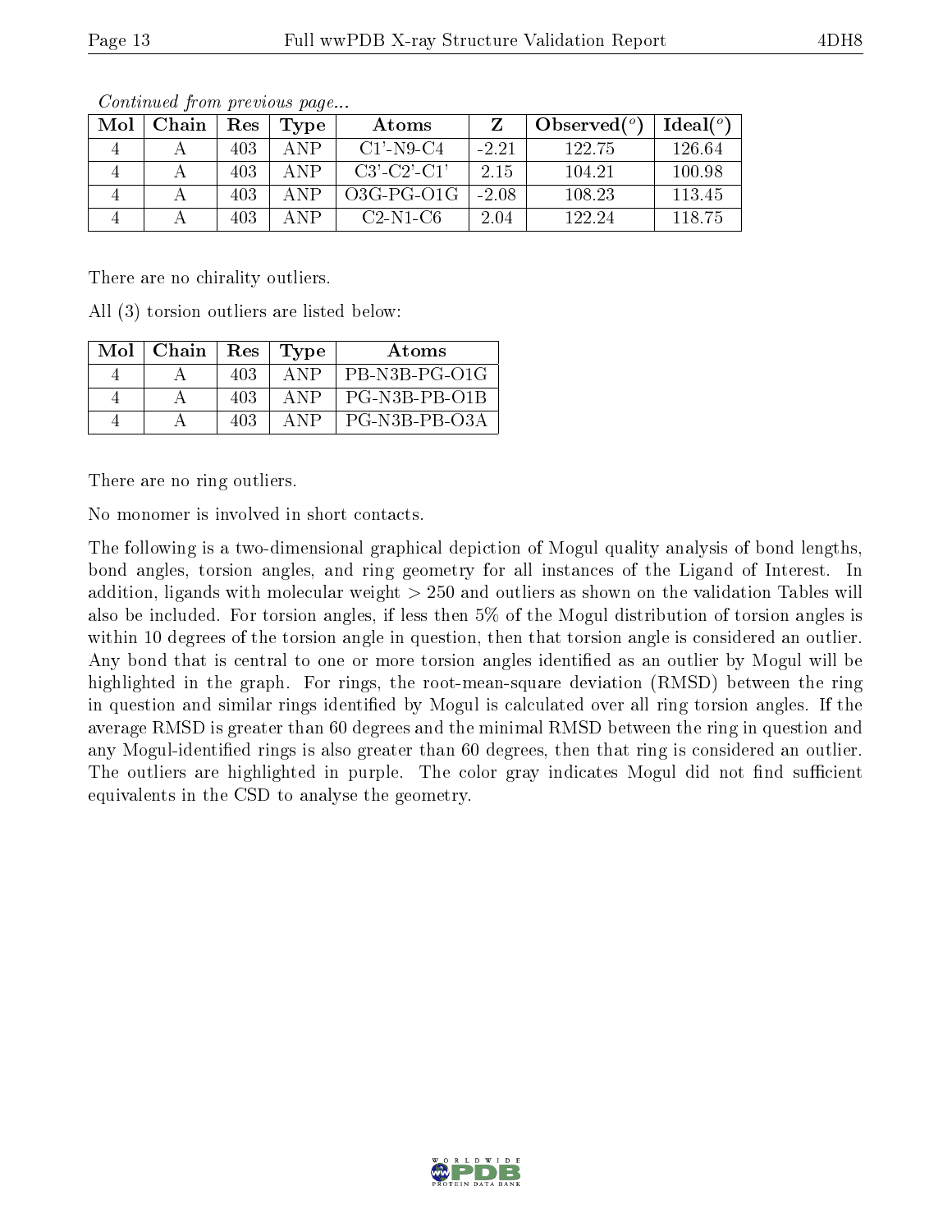*Continued from previous page...*

| Mol | Chain | Res | Type | Atoms | Z | Observed(°) | Ideal(°) |
|---|---|---|---|---|---|---|---|
| 4 | A | 403 | ANP | C1'-N9-C4 | -2.21 | 122.75 | 126.64 |
| 4 | A | 403 | ANP | C3'-C2'-C1' | 2.15 | 104.21 | 100.98 |
| 4 | A | 403 | ANP | O3G-PG-O1G | -2.08 | 108.23 | 113.45 |
| 4 | A | 403 | ANP | C2-N1-C6 | 2.04 | 122.24 | 118.75 |

There are no chirality outliers.

All (3) torsion outliers are listed below:

| Mol | Chain | Res | Type | Atoms |
|---|---|---|---|---|
| 4 | A | 403 | ANP | PB-N3B-PG-O1G |
| 4 | A | 403 | ANP | PG-N3B-PB-O1B |
| 4 | A | 403 | ANP | PG-N3B-PB-O3A |

There are no ring outliers.

No monomer is involved in short contacts.

The following is a two-dimensional graphical depiction of Mogul quality analysis of bond lengths, bond angles, torsion angles, and ring geometry for all instances of the Ligand of Interest. In addition, ligands with molecular weight > 250 and outliers as shown on the validation Tables will also be included. For torsion angles, if less then 5% of the Mogul distribution of torsion angles is within 10 degrees of the torsion angle in question, then that torsion angle is considered an outlier. Any bond that is central to one or more torsion angles identified as an outlier by Mogul will be highlighted in the graph. For rings, the root-mean-square deviation (RMSD) between the ring in question and similar rings identified by Mogul is calculated over all ring torsion angles. If the average RMSD is greater than 60 degrees and the minimal RMSD between the ring in question and any Mogul-identified rings is also greater than 60 degrees, then that ring is considered an outlier. The outliers are highlighted in purple. The color gray indicates Mogul did not find sufficient equivalents in the CSD to analyse the geometry.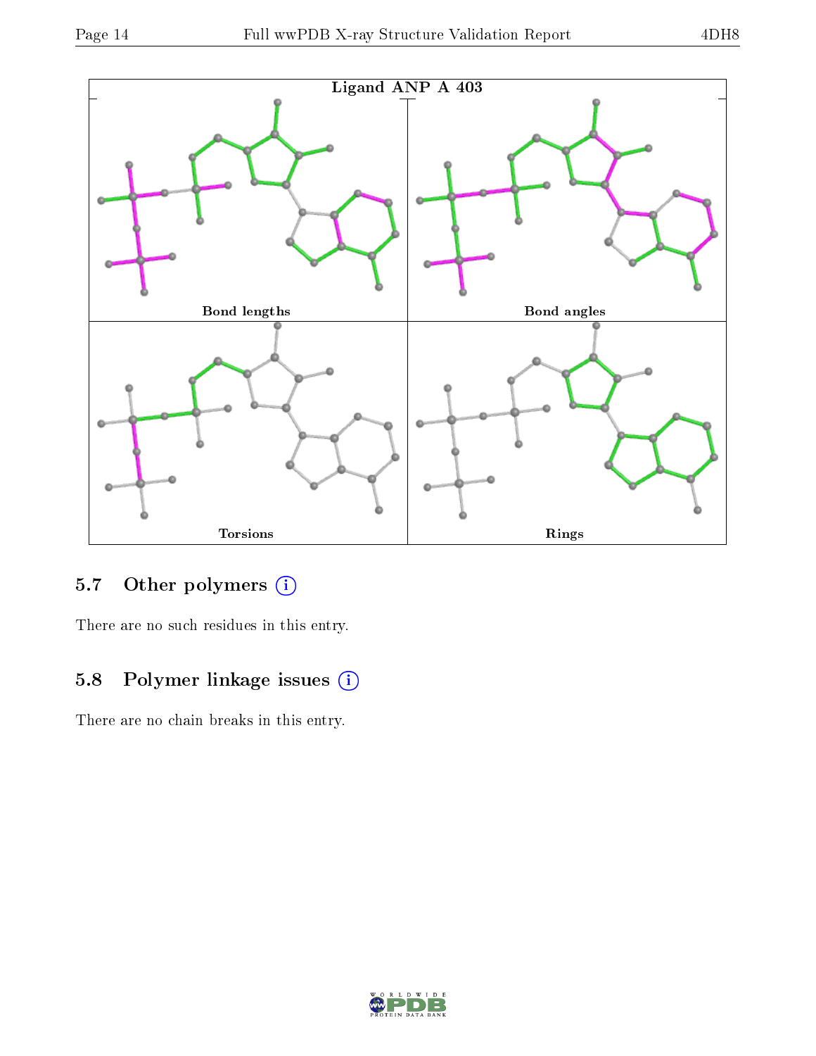Ligand ANP A 403

Bond lengths

Bond angles

Torsions

Rings

### 5.7 Other polymers

There are no such residues in this entry.

### 5.8 Polymer linkage issues

There are no chain breaks in this entry.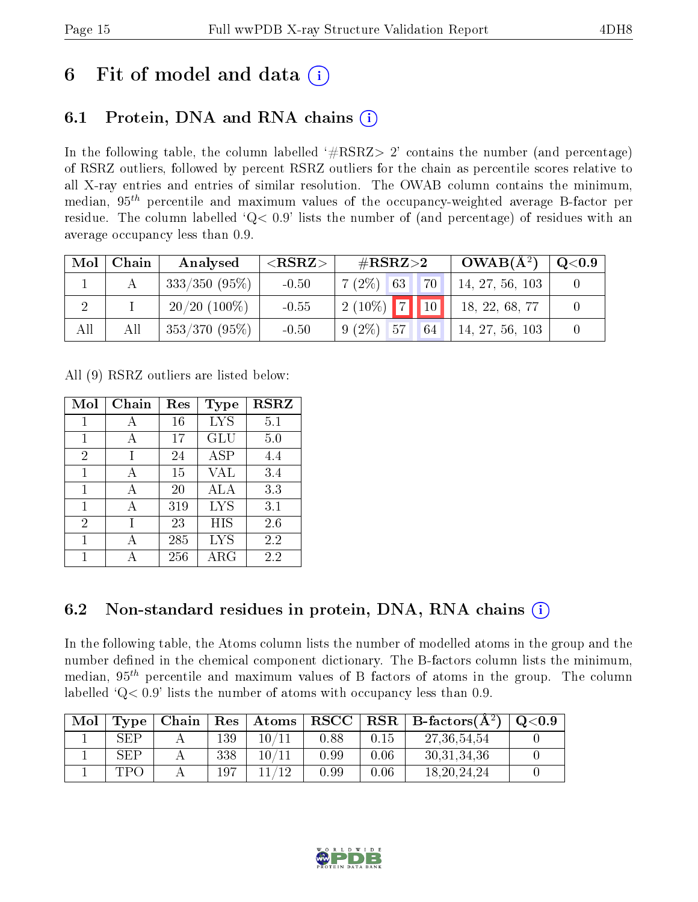# 6 Fit of model and data (i)

## 6.1 Protein, DNA and RNA chains (i)

In the following table, the column labelled '#RSRZ> 2' contains the number (and percentage) of RSRZ outliers, followed by percent RSRZ outliers for the chain as percentile scores relative to all X-ray entries and entries of similar resolution. The OWAB column contains the minimum, median, $95^{th}$ percentile and maximum values of the occupancy-weighted average B-factor per residue. The column labelled 'Q< 0.9' lists the number of (and percentage) of residues with an average occupancy less than 0.9.

| Mol | Chain | Analysed | <RSRZ> | #RSRZ>2 | | | OWAB(Å$^2$) | Q<0.9 |
|---|---|---|---|---|---|---|---|---|
| 1 | A | 333/350 (95%) | -0.50 | 7 (2%) | 63 | 70 | 14, 27, 56, 103 | 0 |
| 2 | I | 20/20 (100%) | -0.55 | 2 (10%) | 7 | 10 | 18, 22, 68, 77 | 0 |
| All | All | 353/370 (95%) | -0.50 | 9 (2%) | 57 | 64 | 14, 27, 56, 103 | 0 |

All (9) RSRZ outliers are listed below:

| Mol | Chain | Res | Type | RSRZ |
|---|---|---|---|---|
| 1 | A | 16 | LYS | 5.1 |
| 1 | A | 17 | GLU | 5.0 |
| 2 | I | 24 | ASP | 4.4 |
| 1 | A | 15 | VAL | 3.4 |
| 1 | A | 20 | ALA | 3.3 |
| 1 | A | 319 | LYS | 3.1 |
| 2 | I | 23 | HIS | 2.6 |
| 1 | A | 285 | LYS | 2.2 |
| 1 | A | 256 | ARG | 2.2 |

## 6.2 Non-standard residues in protein, DNA, RNA chains (i)

In the following table, the Atoms column lists the number of modelled atoms in the group and the number defined in the chemical component dictionary. The B-factors column lists the minimum, median, $95^{th}$ percentile and maximum values of B factors of atoms in the group. The column labelled 'Q< 0.9' lists the number of atoms with occupancy less than 0.9.

| Mol | Type | Chain | Res | Atoms | RSCC | RSR | B-factors(Å$^2$) | Q<0.9 |
|---|---|---|---|---|---|---|---|---|
| 1 | SEP | A | 139 | 10/11 | 0.88 | 0.15 | 27,36,54,54 | 0 |
| 1 | SEP | A | 338 | 10/11 | 0.99 | 0.06 | 30,31,34,36 | 0 |
| 1 | TPO | A | 197 | 11/12 | 0.99 | 0.06 | 18,20,24,24 | 0 |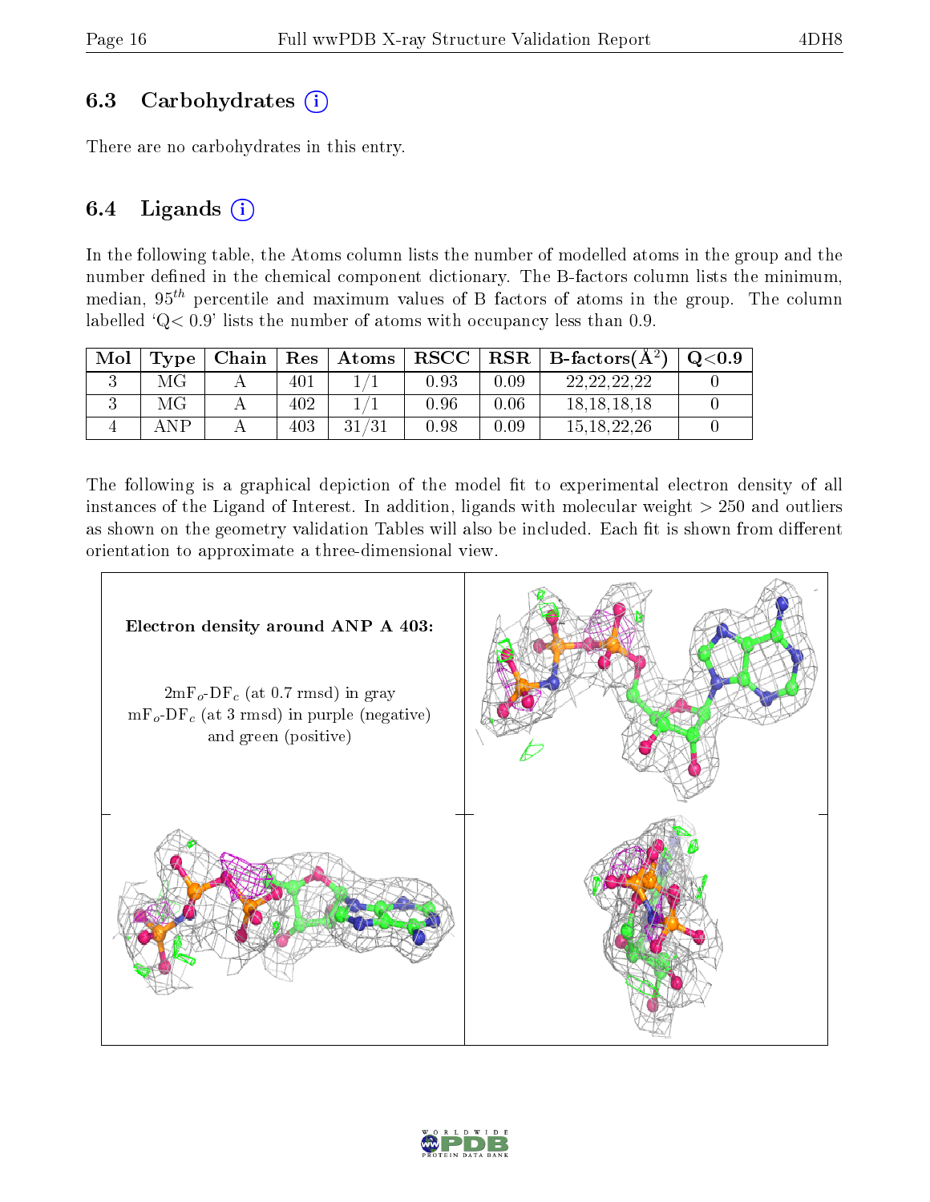### 6.3 Carbohydrates

There are no carbohydrates in this entry.

### 6.4 Ligands

In the following table, the Atoms column lists the number of modelled atoms in the group and the number defined in the chemical component dictionary. The B-factors column lists the minimum, median, $95^{th}$ percentile and maximum values of B factors of atoms in the group. The column labelled 'Q< 0.9' lists the number of atoms with occupancy less than 0.9.

| Mol | Type | Chain | Res | Atoms | RSCC | RSR | B-factors($\AA^2$) | Q<0.9 |
|---|---|---|---|---|---|---|---|---|
| 3 | MG | A | 401 | 1/1 | 0.93 | 0.09 | 22,22,22,22 | 0 |
| 3 | MG | A | 402 | 1/1 | 0.96 | 0.06 | 18,18,18,18 | 0 |
| 4 | ANP | A | 403 | 31/31 | 0.98 | 0.09 | 15,18,22,26 | 0 |

The following is a graphical depiction of the model fit to experimental electron density of all instances of the Ligand of Interest. In addition, ligands with molecular weight > 250 and outliers as shown on the geometry validation Tables will also be included. Each fit is shown from different orientation to approximate a three-dimensional view.

**Electron density around ANP A 403:**

$2mF_o$-$DF_c$ (at 0.7 rmsd) in gray
$mF_o$-$DF_c$ (at 3 rmsd) in purple (negative) and green (positive)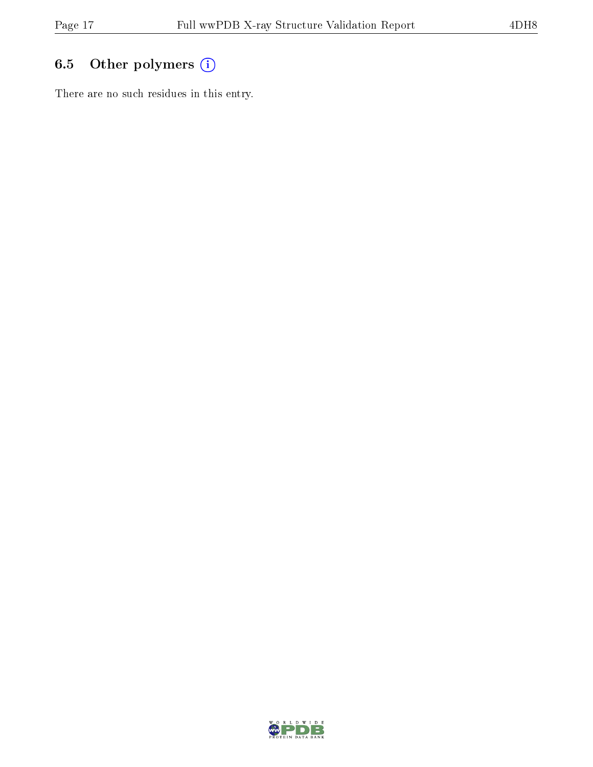## 6.5 Other polymers

There are no such residues in this entry.